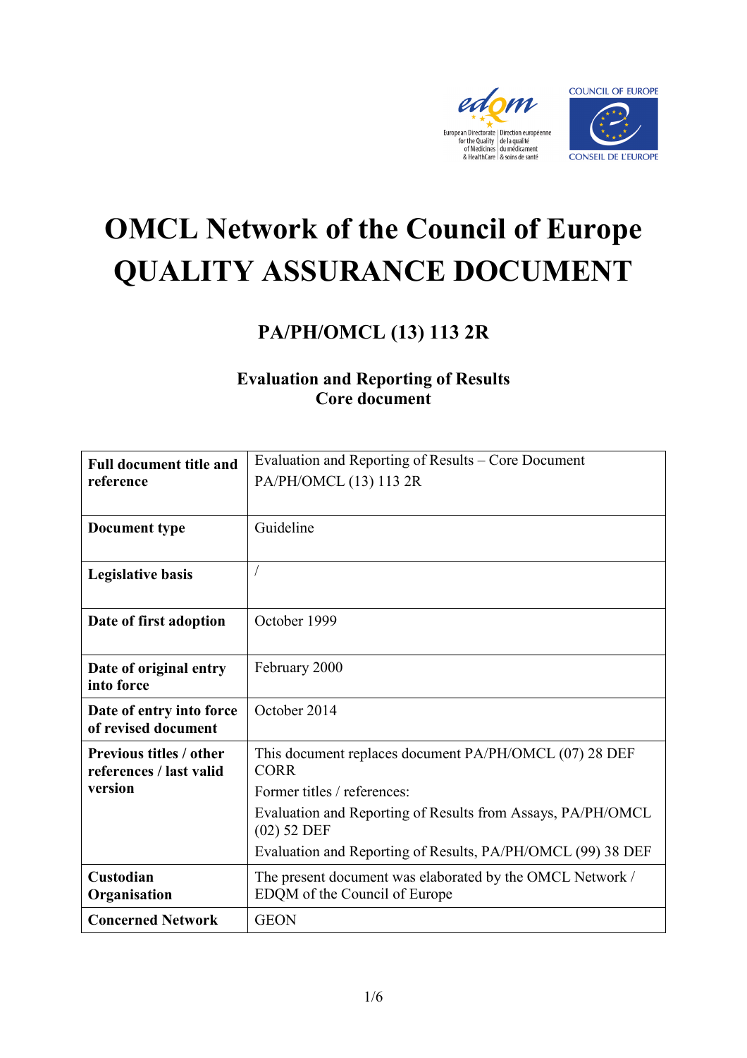# OMCL Network of the Council of Europe
# QUALITY ASSURANCE DOCUMENT

## PA/PH/OMCL (13) 113 2R

### Evaluation and Reporting of Results
### Core document

| **Full document title and reference** | Evaluation and Reporting of Results – Core Document<br>PA/PH/OMCL (13) 113 2R |
|---|---|
| **Document type** | Guideline |
| **Legislative basis** | / |
| **Date of first adoption** | October 1999 |
| **Date of original entry into force** | February 2000 |
| **Date of entry into force of revised document** | October 2014 |
| **Previous titles / other references / last valid version** | This document replaces document PA/PH/OMCL (07) 28 DEF CORR<br>Former titles / references:<br>Evaluation and Reporting of Results from Assays, PA/PH/OMCL (02) 52 DEF<br>Evaluation and Reporting of Results, PA/PH/OMCL (99) 38 DEF |
| **Custodian Organisation** | The present document was elaborated by the OMCL Network / EDQM of the Council of Europe |
| **Concerned Network** | GEON |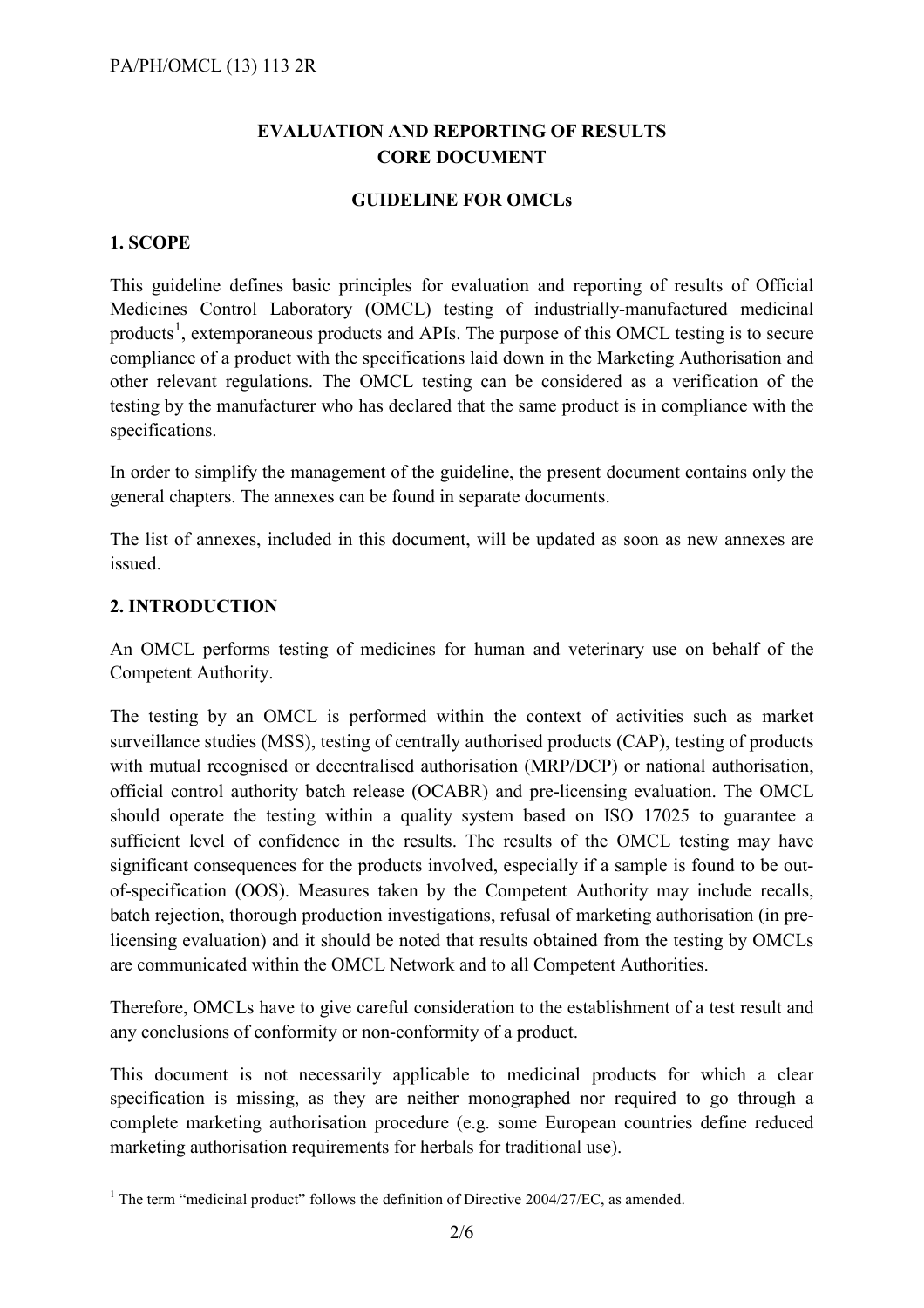**EVALUATION AND REPORTING OF RESULTS**
**CORE DOCUMENT**

**GUIDELINE FOR OMCLs**

## 1. SCOPE

This guideline defines basic principles for evaluation and reporting of results of Official Medicines Control Laboratory (OMCL) testing of industrially-manufactured medicinal products[1], extemporaneous products and APIs. The purpose of this OMCL testing is to secure compliance of a product with the specifications laid down in the Marketing Authorisation and other relevant regulations. The OMCL testing can be considered as a verification of the testing by the manufacturer who has declared that the same product is in compliance with the specifications.

In order to simplify the management of the guideline, the present document contains only the general chapters. The annexes can be found in separate documents.

The list of annexes, included in this document, will be updated as soon as new annexes are issued.

## 2. INTRODUCTION

An OMCL performs testing of medicines for human and veterinary use on behalf of the Competent Authority.

The testing by an OMCL is performed within the context of activities such as market surveillance studies (MSS), testing of centrally authorised products (CAP), testing of products with mutual recognised or decentralised authorisation (MRP/DCP) or national authorisation, official control authority batch release (OCABR) and pre-licensing evaluation. The OMCL should operate the testing within a quality system based on ISO 17025 to guarantee a sufficient level of confidence in the results. The results of the OMCL testing may have significant consequences for the products involved, especially if a sample is found to be out-of-specification (OOS). Measures taken by the Competent Authority may include recalls, batch rejection, thorough production investigations, refusal of marketing authorisation (in pre-licensing evaluation) and it should be noted that results obtained from the testing by OMCLs are communicated within the OMCL Network and to all Competent Authorities.

Therefore, OMCLs have to give careful consideration to the establishment of a test result and any conclusions of conformity or non-conformity of a product.

This document is not necessarily applicable to medicinal products for which a clear specification is missing, as they are neither monographed nor required to go through a complete marketing authorisation procedure (e.g. some European countries define reduced marketing authorisation requirements for herbals for traditional use).

---

[1] The term "medicinal product" follows the definition of Directive 2004/27/EC, as amended.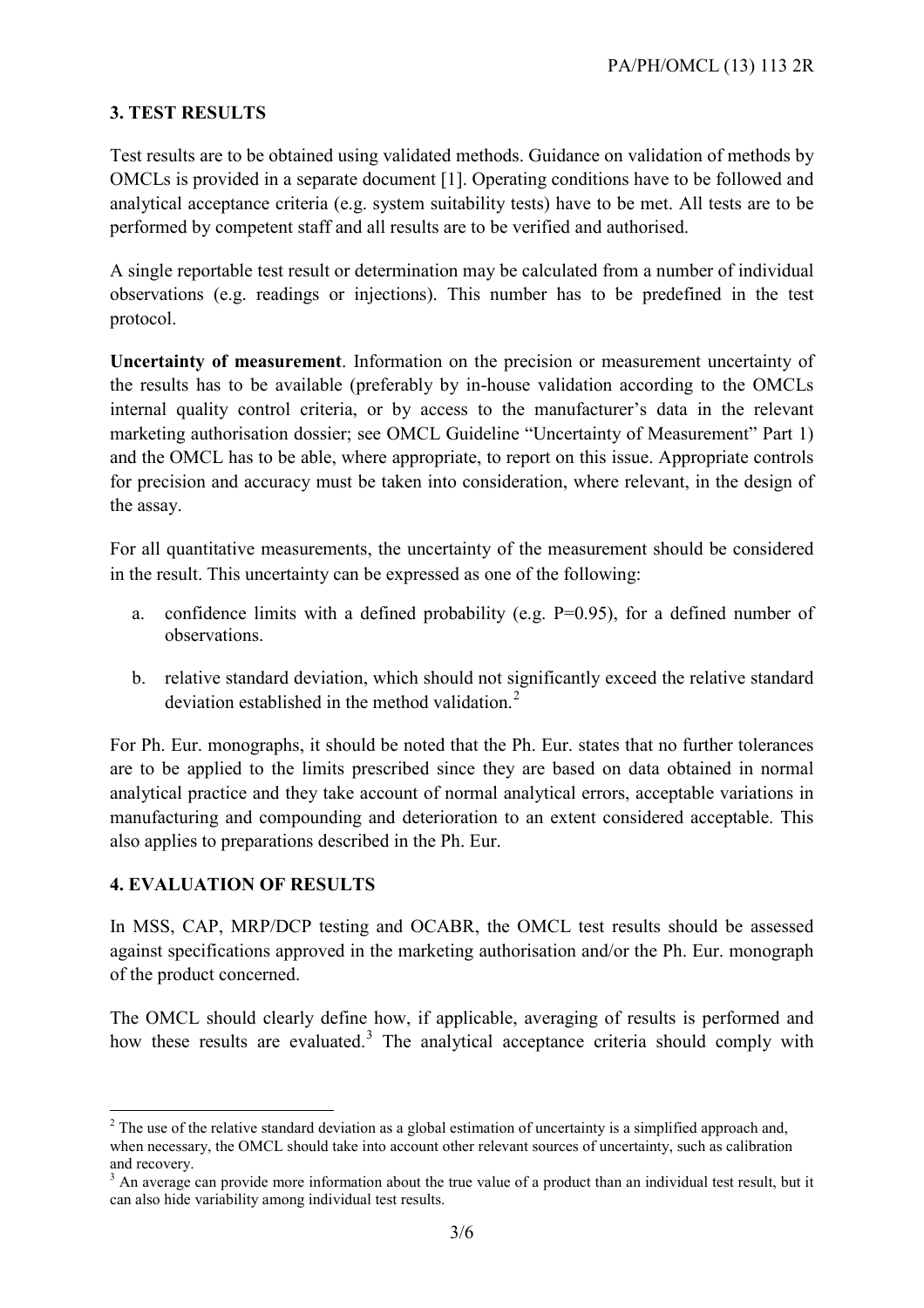## 3. TEST RESULTS

Test results are to be obtained using validated methods. Guidance on validation of methods by OMCLs is provided in a separate document [1]. Operating conditions have to be followed and analytical acceptance criteria (e.g. system suitability tests) have to be met. All tests are to be performed by competent staff and all results are to be verified and authorised.

A single reportable test result or determination may be calculated from a number of individual observations (e.g. readings or injections). This number has to be predefined in the test protocol.

**Uncertainty of measurement**. Information on the precision or measurement uncertainty of the results has to be available (preferably by in-house validation according to the OMCLs internal quality control criteria, or by access to the manufacturer's data in the relevant marketing authorisation dossier; see OMCL Guideline "Uncertainty of Measurement" Part 1) and the OMCL has to be able, where appropriate, to report on this issue. Appropriate controls for precision and accuracy must be taken into consideration, where relevant, in the design of the assay.

For all quantitative measurements, the uncertainty of the measurement should be considered in the result. This uncertainty can be expressed as one of the following:

a. confidence limits with a defined probability (e.g. P=0.95), for a defined number of observations.

b. relative standard deviation, which should not significantly exceed the relative standard deviation established in the method validation.[2]

For Ph. Eur. monographs, it should be noted that the Ph. Eur. states that no further tolerances are to be applied to the limits prescribed since they are based on data obtained in normal analytical practice and they take account of normal analytical errors, acceptable variations in manufacturing and compounding and deterioration to an extent considered acceptable. This also applies to preparations described in the Ph. Eur.

## 4. EVALUATION OF RESULTS

In MSS, CAP, MRP/DCP testing and OCABR, the OMCL test results should be assessed against specifications approved in the marketing authorisation and/or the Ph. Eur. monograph of the product concerned.

The OMCL should clearly define how, if applicable, averaging of results is performed and how these results are evaluated.[3] The analytical acceptance criteria should comply with

---

[2] The use of the relative standard deviation as a global estimation of uncertainty is a simplified approach and, when necessary, the OMCL should take into account other relevant sources of uncertainty, such as calibration and recovery.

[3] An average can provide more information about the true value of a product than an individual test result, but it can also hide variability among individual test results.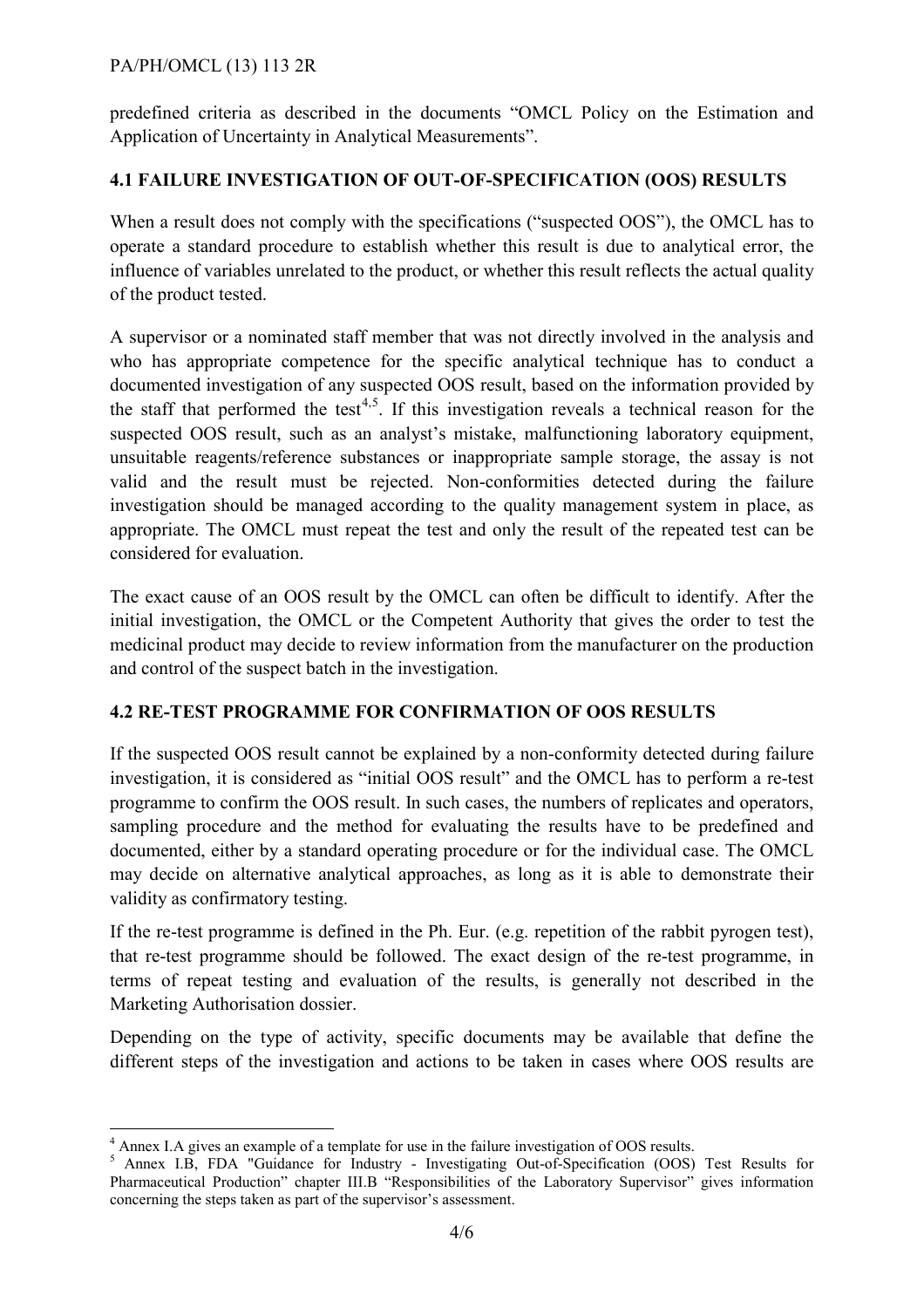predefined criteria as described in the documents "OMCL Policy on the Estimation and Application of Uncertainty in Analytical Measurements".

### 4.1 FAILURE INVESTIGATION OF OUT-OF-SPECIFICATION (OOS) RESULTS

When a result does not comply with the specifications ("suspected OOS"), the OMCL has to operate a standard procedure to establish whether this result is due to analytical error, the influence of variables unrelated to the product, or whether this result reflects the actual quality of the product tested.

A supervisor or a nominated staff member that was not directly involved in the analysis and who has appropriate competence for the specific analytical technique has to conduct a documented investigation of any suspected OOS result, based on the information provided by the staff that performed the test[4,5]. If this investigation reveals a technical reason for the suspected OOS result, such as an analyst's mistake, malfunctioning laboratory equipment, unsuitable reagents/reference substances or inappropriate sample storage, the assay is not valid and the result must be rejected. Non-conformities detected during the failure investigation should be managed according to the quality management system in place, as appropriate. The OMCL must repeat the test and only the result of the repeated test can be considered for evaluation.

The exact cause of an OOS result by the OMCL can often be difficult to identify. After the initial investigation, the OMCL or the Competent Authority that gives the order to test the medicinal product may decide to review information from the manufacturer on the production and control of the suspect batch in the investigation.

### 4.2 RE-TEST PROGRAMME FOR CONFIRMATION OF OOS RESULTS

If the suspected OOS result cannot be explained by a non-conformity detected during failure investigation, it is considered as "initial OOS result" and the OMCL has to perform a re-test programme to confirm the OOS result. In such cases, the numbers of replicates and operators, sampling procedure and the method for evaluating the results have to be predefined and documented, either by a standard operating procedure or for the individual case. The OMCL may decide on alternative analytical approaches, as long as it is able to demonstrate their validity as confirmatory testing.

If the re-test programme is defined in the Ph. Eur. (e.g. repetition of the rabbit pyrogen test), that re-test programme should be followed. The exact design of the re-test programme, in terms of repeat testing and evaluation of the results, is generally not described in the Marketing Authorisation dossier.

Depending on the type of activity, specific documents may be available that define the different steps of the investigation and actions to be taken in cases where OOS results are

---

[4] Annex I.A gives an example of a template for use in the failure investigation of OOS results.

[5] Annex I.B, FDA "Guidance for Industry - Investigating Out-of-Specification (OOS) Test Results for Pharmaceutical Production" chapter III.B "Responsibilities of the Laboratory Supervisor" gives information concerning the steps taken as part of the supervisor's assessment.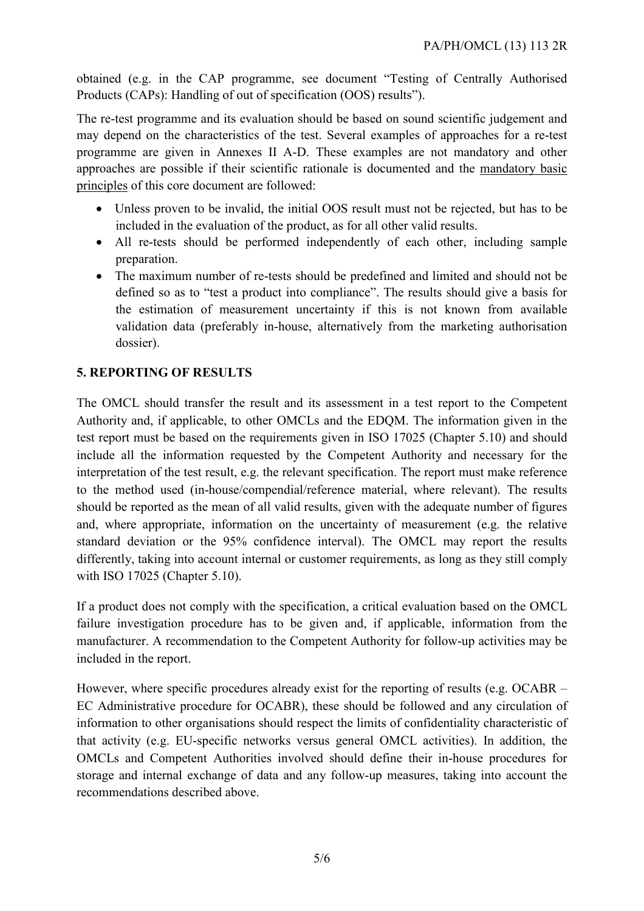obtained (e.g. in the CAP programme, see document "Testing of Centrally Authorised Products (CAPs): Handling of out of specification (OOS) results").

The re-test programme and its evaluation should be based on sound scientific judgement and may depend on the characteristics of the test. Several examples of approaches for a re-test programme are given in Annexes II A-D. These examples are not mandatory and other approaches are possible if their scientific rationale is documented and the mandatory basic principles of this core document are followed:

- Unless proven to be invalid, the initial OOS result must not be rejected, but has to be included in the evaluation of the product, as for all other valid results.
- All re-tests should be performed independently of each other, including sample preparation.
- The maximum number of re-tests should be predefined and limited and should not be defined so as to "test a product into compliance". The results should give a basis for the estimation of measurement uncertainty if this is not known from available validation data (preferably in-house, alternatively from the marketing authorisation dossier).

## 5. REPORTING OF RESULTS

The OMCL should transfer the result and its assessment in a test report to the Competent Authority and, if applicable, to other OMCLs and the EDQM. The information given in the test report must be based on the requirements given in ISO 17025 (Chapter 5.10) and should include all the information requested by the Competent Authority and necessary for the interpretation of the test result, e.g. the relevant specification. The report must make reference to the method used (in-house/compendial/reference material, where relevant). The results should be reported as the mean of all valid results, given with the adequate number of figures and, where appropriate, information on the uncertainty of measurement (e.g. the relative standard deviation or the 95% confidence interval). The OMCL may report the results differently, taking into account internal or customer requirements, as long as they still comply with ISO 17025 (Chapter 5.10).

If a product does not comply with the specification, a critical evaluation based on the OMCL failure investigation procedure has to be given and, if applicable, information from the manufacturer. A recommendation to the Competent Authority for follow-up activities may be included in the report.

However, where specific procedures already exist for the reporting of results (e.g. OCABR – EC Administrative procedure for OCABR), these should be followed and any circulation of information to other organisations should respect the limits of confidentiality characteristic of that activity (e.g. EU-specific networks versus general OMCL activities). In addition, the OMCLs and Competent Authorities involved should define their in-house procedures for storage and internal exchange of data and any follow-up measures, taking into account the recommendations described above.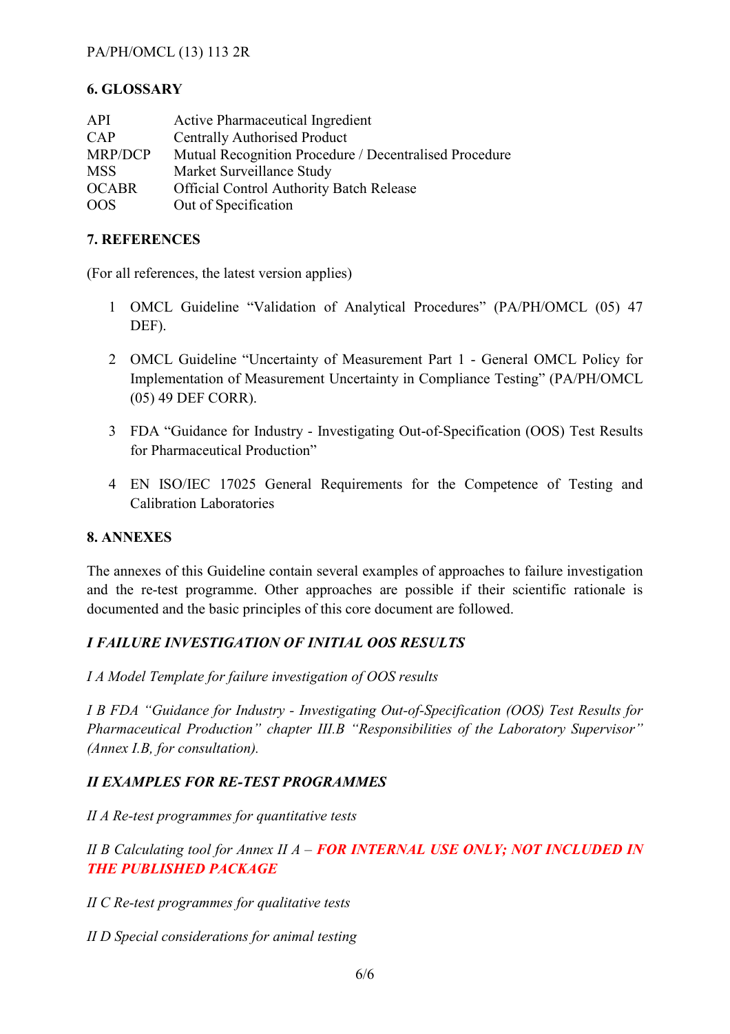## 6. GLOSSARY

| | |
|---|---|
| API | Active Pharmaceutical Ingredient |
| CAP | Centrally Authorised Product |
| MRP/DCP | Mutual Recognition Procedure / Decentralised Procedure |
| MSS | Market Surveillance Study |
| OCABR | Official Control Authority Batch Release |
| OOS | Out of Specification |

## 7. REFERENCES

(For all references, the latest version applies)

1. OMCL Guideline "Validation of Analytical Procedures" (PA/PH/OMCL (05) 47 DEF).
2. OMCL Guideline "Uncertainty of Measurement Part 1 - General OMCL Policy for Implementation of Measurement Uncertainty in Compliance Testing" (PA/PH/OMCL (05) 49 DEF CORR).
3. FDA "Guidance for Industry - Investigating Out-of-Specification (OOS) Test Results for Pharmaceutical Production"
4. EN ISO/IEC 17025 General Requirements for the Competence of Testing and Calibration Laboratories

## 8. ANNEXES

The annexes of this Guideline contain several examples of approaches to failure investigation and the re-test programme. Other approaches are possible if their scientific rationale is documented and the basic principles of this core document are followed.

***I FAILURE INVESTIGATION OF INITIAL OOS RESULTS***

*I A Model Template for failure investigation of OOS results*

*I B FDA "Guidance for Industry - Investigating Out-of-Specification (OOS) Test Results for Pharmaceutical Production" chapter III.B "Responsibilities of the Laboratory Supervisor" (Annex I.B, for consultation).*

***II EXAMPLES FOR RE-TEST PROGRAMMES***

*II A Re-test programmes for quantitative tests*

*II B Calculating tool for Annex II A –* ***FOR INTERNAL USE ONLY; NOT INCLUDED IN THE PUBLISHED PACKAGE***

*II C Re-test programmes for qualitative tests*

*II D Special considerations for animal testing*